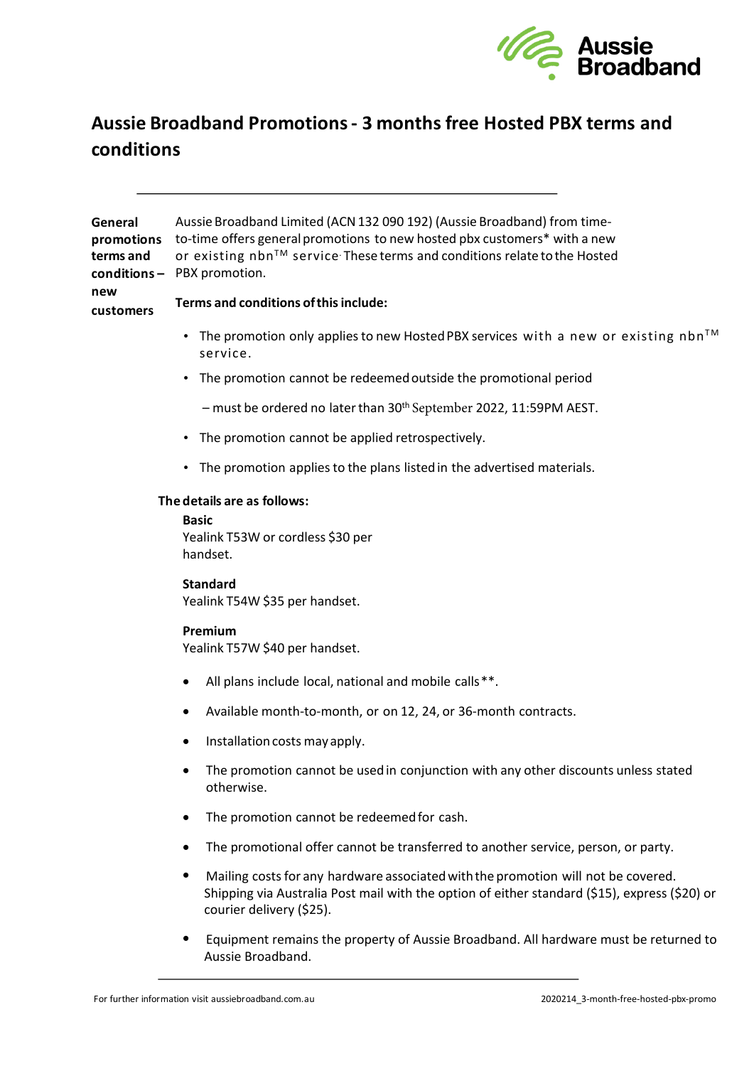# Aussie Broadband Promotions - 3 months free Hosted PBX terms and conditions

**General promotions terms and conditions – new customers**

Aussie Broadband Limited (ACN 132 090 192) (Aussie Broadband) from time-to-time offers general promotions to new hosted pbx customers* with a new or existing nbn™ service. These terms and conditions relate to the Hosted PBX promotion.

**Terms and conditions of this include:**

- The promotion only applies to new Hosted PBX services with a new or existing nbn™ service.
- The promotion cannot be redeemed outside the promotional period

  – must be ordered no later than 30th September 2022, 11:59PM AEST.
- The promotion cannot be applied retrospectively.
- The promotion applies to the plans listed in the advertised materials.

**The details are as follows:**

**Basic**
Yealink T53W or cordless $30 per handset.

**Standard**
Yealink T54W $35 per handset.

**Premium**
Yealink T57W $40 per handset.

- All plans include local, national and mobile calls**.
- Available month-to-month, or on 12, 24, or 36-month contracts.
- Installation costs may apply.
- The promotion cannot be used in conjunction with any other discounts unless stated otherwise.
- The promotion cannot be redeemed for cash.
- The promotional offer cannot be transferred to another service, person, or party.
- Mailing costs for any hardware associated with the promotion will not be covered. Shipping via Australia Post mail with the option of either standard ($15), express ($20) or courier delivery ($25).
- Equipment remains the property of Aussie Broadband. All hardware must be returned to Aussie Broadband.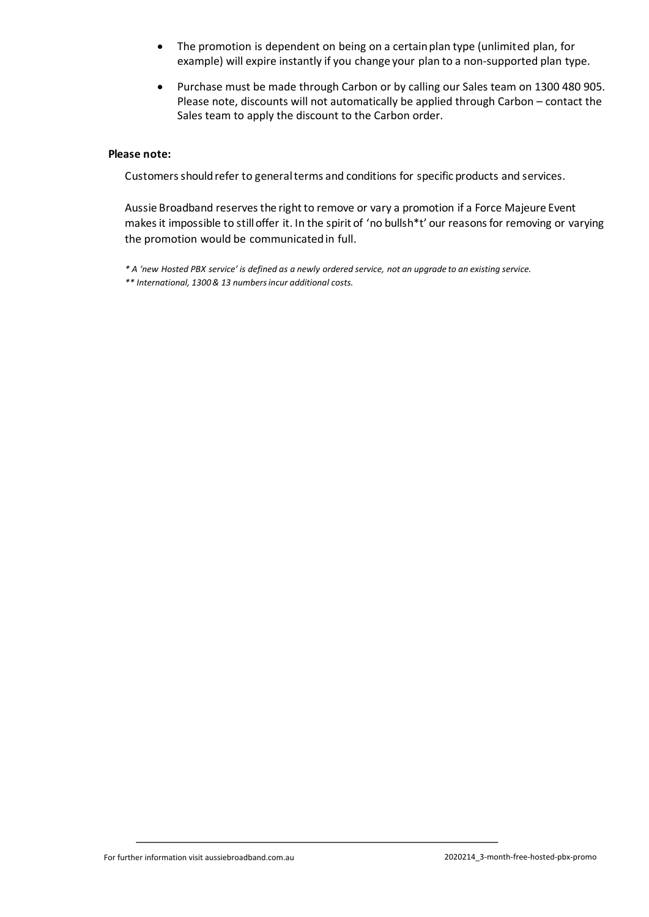- The promotion is dependent on being on a certain plan type (unlimited plan, for example) will expire instantly if you change your plan to a non-supported plan type.
- Purchase must be made through Carbon or by calling our Sales team on 1300 480 905. Please note, discounts will not automatically be applied through Carbon – contact the Sales team to apply the discount to the Carbon order.

**Please note:**

Customers should refer to general terms and conditions for specific products and services.

Aussie Broadband reserves the right to remove or vary a promotion if a Force Majeure Event makes it impossible to still offer it. In the spirit of 'no bullsh*t' our reasons for removing or varying the promotion would be communicated in full.

*\* A 'new Hosted PBX service' is defined as a newly ordered service, not an upgrade to an existing service.*

*\*\* International, 1300 & 13 numbers incur additional costs.*